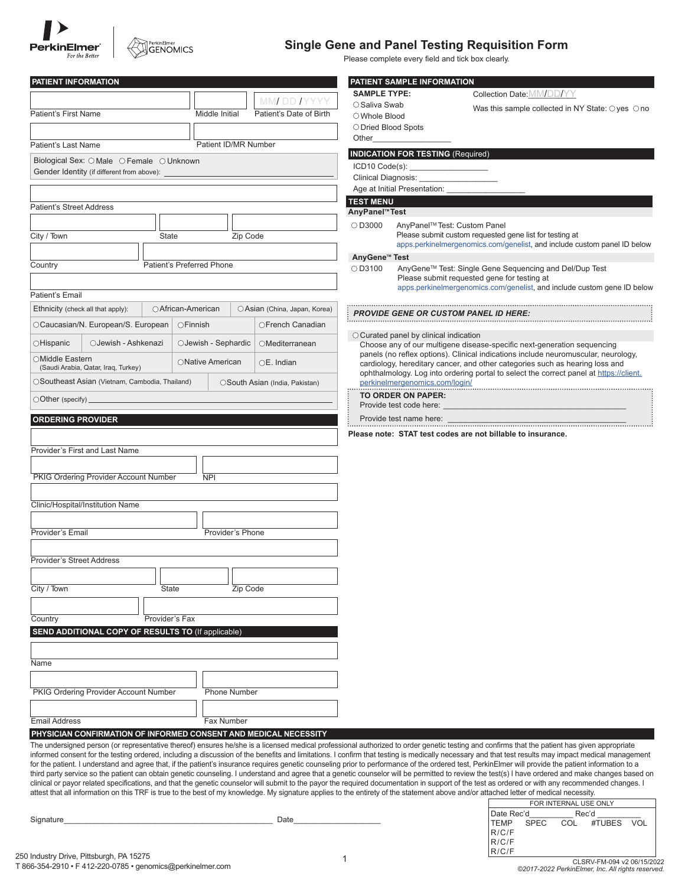PerkinElmer
*For the Better*

PerkinElmer GENOMICS

# Single Gene and Panel Testing Requisition Form

Please complete every field and tick box clearly.

## PATIENT INFORMATION

Patient's First Name | Middle Initial | Patient's Date of Birth MM/ DD / YYYY

Patient's Last Name | Patient ID/MR Number

Biological Sex: ○ Male ○ Female ○ Unknown
Gender Identity (if different from above): ____________________

Patient's Street Address

City / Town | State | Zip Code

Country | Patient's Preferred Phone

Patient's Email

| Ethnicity (check all that apply): | ○African-American | ○Asian (China, Japan, Korea) |
|---|---|---|
| ○Caucasian/N. European/S. European | ○Finnish | ○French Canadian |
| ○Hispanic ○Jewish - Ashkenazi | ○Jewish - Sephardic | ○Mediterranean |
| ○Middle Eastern (Saudi Arabia, Qatar, Iraq, Turkey) | ○Native American | ○E. Indian |
| ○Southeast Asian (Vietnam, Cambodia, Thailand) | ○South Asian (India, Pakistan) | |
| ○Other (specify) ____________________ | | |

## ORDERING PROVIDER

Provider's First and Last Name

PKIG Ordering Provider Account Number | NPI

Clinic/Hospital/Institution Name

Provider's Email | Provider's Phone

Provider's Street Address

City / Town | State | Zip Code

Country | Provider's Fax

## SEND ADDITIONAL COPY OF RESULTS TO (If applicable)

Name

PKIG Ordering Provider Account Number | Phone Number

Email Address | Fax Number

## PATIENT SAMPLE INFORMATION

**SAMPLE TYPE:**
○ Saliva Swab
○ Whole Blood
○ Dried Blood Spots
Other__________________

Collection Date: MM/DD/YY

Was this sample collected in NY State: ○ yes ○ no

## INDICATION FOR TESTING (Required)

ICD10 Code(s): __________________
Clinical Diagnosis: __________________
Age at Initial Presentation: __________________

## TEST MENU

**AnyPanel™ Test**

○ D3000 AnyPanel™ Test: Custom Panel
Please submit custom requested gene list for testing at apps.perkinelmergenomics.com/genelist, and include custom panel ID below

**AnyGene™ Test**

○ D3100 AnyGene™ Test: Single Gene Sequencing and Del/Dup Test
Please submit requested gene for testing at apps.perkinelmergenomics.com/genelist, and include custom gene ID below

***PROVIDE GENE OR CUSTOM PANEL ID HERE:***

○ Curated panel by clinical indication
Choose any of our multigene disease-specific next-generation sequencing panels (no reflex options). Clinical indications include neuromuscular, neurology, cardiology, hereditary cancer, and other categories such as hearing loss and ophthalmology. Log into ordering portal to select the correct panel at https://client.perkinelmergenomics.com/login/

**TO ORDER ON PAPER:**
Provide test code here: ______________________________
Provide test name here: ______________________________

**Please note: STAT test codes are not billable to insurance.**

## PHYSICIAN CONFIRMATION OF INFORMED CONSENT AND MEDICAL NECESSITY

The undersigned person (or representative thereof) ensures he/she is a licensed medical professional authorized to order genetic testing and confirms that the patient has given appropriate informed consent for the testing ordered, including a discussion of the benefits and limitations. I confirm that testing is medically necessary and that test results may impact medical management for the patient. I understand and agree that, if the patient's insurance requires genetic counseling prior to performance of the ordered test, PerkinElmer will provide the patient information to a third party service so the patient can obtain genetic counseling. I understand and agree that a genetic counselor will be permitted to review the test(s) I have ordered and make changes based on clinical or payor related specifications, and that the genetic counselor will submit to the payor the required documentation in support of the test as ordered or with any recommended changes. I attest that all information on this TRF is true to the best of my knowledge. My signature applies to the entirety of the statement above and/or attached letter of medical necessity.

Signature________________________________________ Date____________________

| FOR INTERNAL USE ONLY | | | | |
|---|---|---|---|---|
| Date Rec'd__________ | Rec'd __________ | | | |
| TEMP | SPEC | COL | #TUBES | VOL |
| R/C/F | | | | |
| R/C/F | | | | |
| R/C/F | | | | |

250 Industry Drive, Pittsburgh, PA 15275
T 866-354-2910 • F 412-220-0785 • genomics@perkinelmer.com

CLSRV-FM-094 v2 06/15/2022
*©2017-2022 PerkinElmer, Inc. All rights reserved.*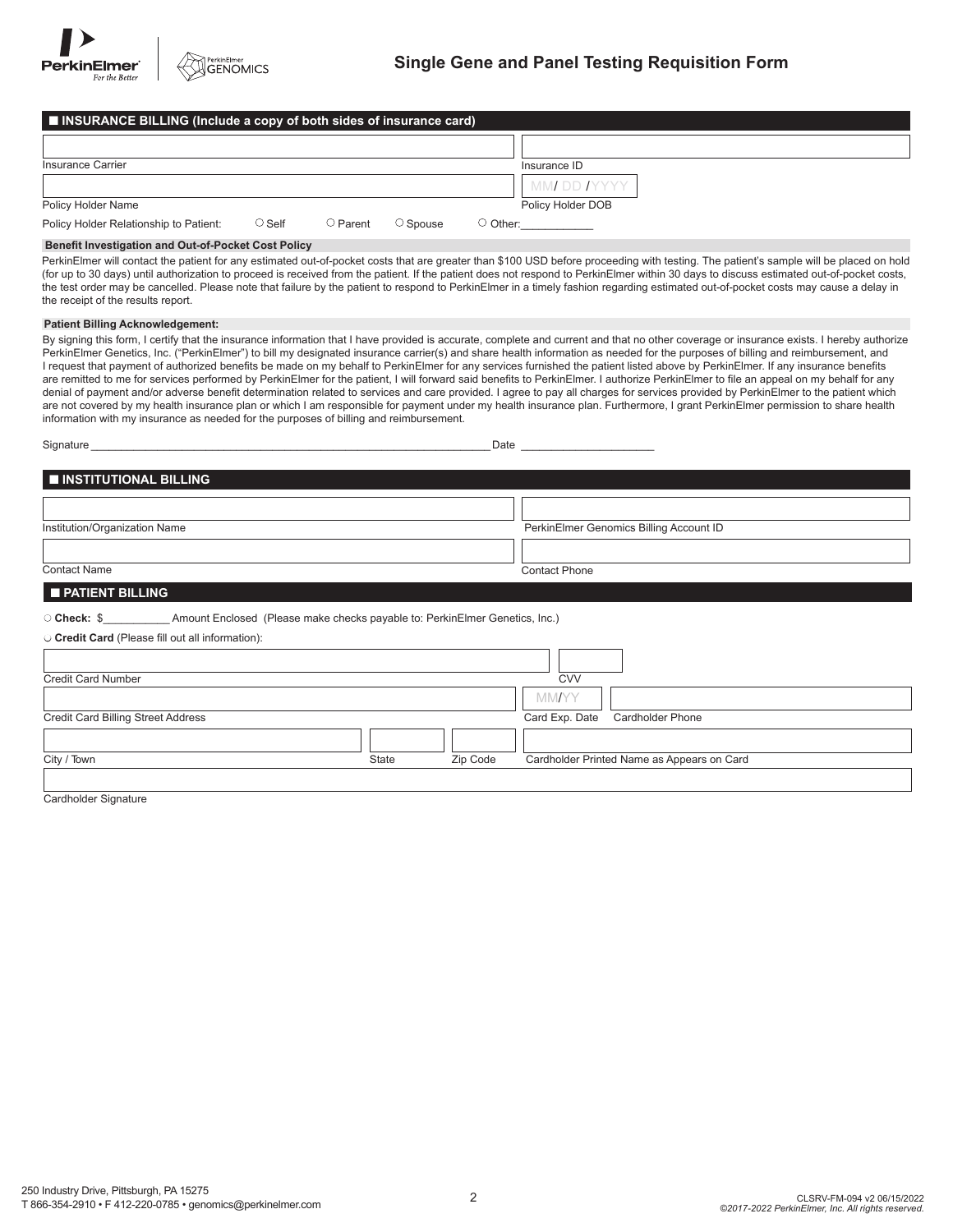# Single Gene and Panel Testing Requisition Form

## ■ INSURANCE BILLING (Include a copy of both sides of insurance card)

Insurance Carrier

Insurance ID

Policy Holder Name

Policy Holder DOB MM/ DD /YYYY

Policy Holder Relationship to Patient: ○ Self ○ Parent ○ Spouse ○ Other:___________

**Benefit Investigation and Out-of-Pocket Cost Policy**

PerkinElmer will contact the patient for any estimated out-of-pocket costs that are greater than $100 USD before proceeding with testing. The patient's sample will be placed on hold (for up to 30 days) until authorization to proceed is received from the patient. If the patient does not respond to PerkinElmer within 30 days to discuss estimated out-of-pocket costs, the test order may be cancelled. Please note that failure by the patient to respond to PerkinElmer in a timely fashion regarding estimated out-of-pocket costs may cause a delay in the receipt of the results report.

**Patient Billing Acknowledgement:**

By signing this form, I certify that the insurance information that I have provided is accurate, complete and current and that no other coverage or insurance exists. I hereby authorize PerkinElmer Genetics, Inc. ("PerkinElmer") to bill my designated insurance carrier(s) and share health information as needed for the purposes of billing and reimbursement, and I request that payment of authorized benefits be made on my behalf to PerkinElmer for any services furnished the patient listed above by PerkinElmer. If any insurance benefits are remitted to me for services performed by PerkinElmer for the patient, I will forward said benefits to PerkinElmer. I authorize PerkinElmer to file an appeal on my behalf for any denial of payment and/or adverse benefit determination related to services and care provided. I agree to pay all charges for services provided by PerkinElmer to the patient which are not covered by my health insurance plan or which I am responsible for payment under my health insurance plan. Furthermore, I grant PerkinElmer permission to share health information with my insurance as needed for the purposes of billing and reimbursement.

Signature ______________________________________________________________ Date ____________________

## ■ INSTITUTIONAL BILLING

Institution/Organization Name

PerkinElmer Genomics Billing Account ID

Contact Name

Contact Phone

## ■ PATIENT BILLING

○ **Check:** $__________ Amount Enclosed (Please make checks payable to: PerkinElmer Genetics, Inc.)

○ **Credit Card** (Please fill out all information):

Credit Card Number

CVV

Credit Card Billing Street Address

Card Exp. Date MM/YY

Cardholder Phone

City / Town

State

Zip Code

Cardholder Printed Name as Appears on Card

Cardholder Signature

250 Industry Drive, Pittsburgh, PA 15275
T 866-354-2910 • F 412-220-0785 • genomics@perkinelmer.com

CLSRV-FM-094 v2 06/15/2022
*©2017-2022 PerkinElmer, Inc. All rights reserved.*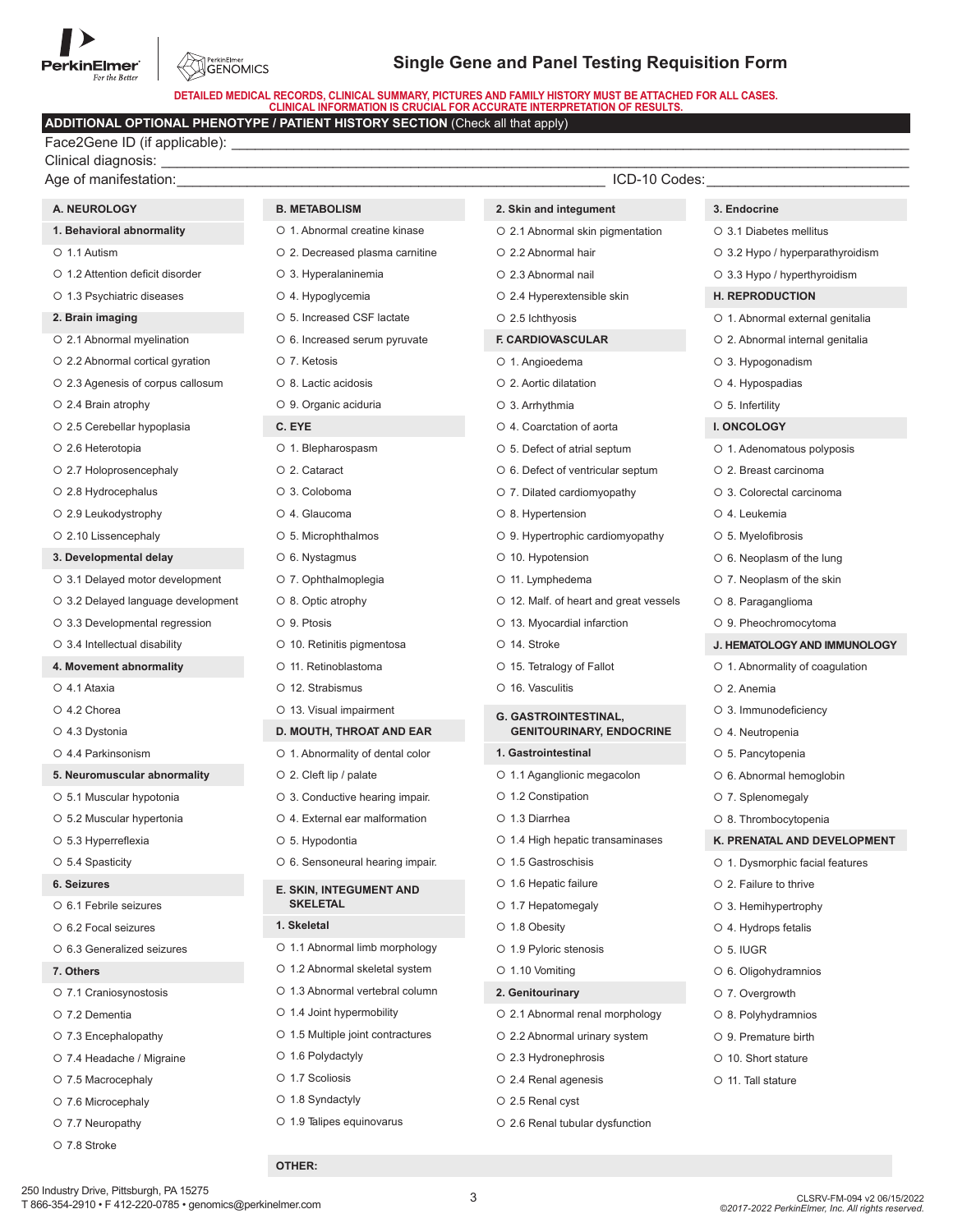# Single Gene and Panel Testing Requisition Form

**DETAILED MEDICAL RECORDS, CLINICAL SUMMARY, PICTURES AND FAMILY HISTORY MUST BE ATTACHED FOR ALL CASES. CLINICAL INFORMATION IS CRUCIAL FOR ACCURATE INTERPRETATION OF RESULTS.**

## ADDITIONAL OPTIONAL PHENOTYPE / PATIENT HISTORY SECTION (Check all that apply)

Face2Gene ID (if applicable): ______________________

Clinical diagnosis: ______________________

Age of manifestation: ______________________ ICD-10 Codes: ______________________

### A. NEUROLOGY

**1. Behavioral abnormality**

- ○ 1.1 Autism
- ○ 1.2 Attention deficit disorder
- ○ 1.3 Psychiatric diseases

**2. Brain imaging**

- ○ 2.1 Abnormal myelination
- ○ 2.2 Abnormal cortical gyration
- ○ 2.3 Agenesis of corpus callosum
- ○ 2.4 Brain atrophy
- ○ 2.5 Cerebellar hypoplasia
- ○ 2.6 Heterotopia
- ○ 2.7 Holoprosencephaly
- ○ 2.8 Hydrocephalus
- ○ 2.9 Leukodystrophy
- ○ 2.10 Lissencephaly

**3. Developmental delay**

- ○ 3.1 Delayed motor development
- ○ 3.2 Delayed language development
- ○ 3.3 Developmental regression
- ○ 3.4 Intellectual disability

**4. Movement abnormality**

- ○ 4.1 Ataxia
- ○ 4.2 Chorea
- ○ 4.3 Dystonia
- ○ 4.4 Parkinsonism

**5. Neuromuscular abnormality**

- ○ 5.1 Muscular hypotonia
- ○ 5.2 Muscular hypertonia
- ○ 5.3 Hyperreflexia
- ○ 5.4 Spasticity

**6. Seizures**

- ○ 6.1 Febrile seizures
- ○ 6.2 Focal seizures
- ○ 6.3 Generalized seizures

**7. Others**

- ○ 7.1 Craniosynostosis
- ○ 7.2 Dementia
- ○ 7.3 Encephalopathy
- ○ 7.4 Headache / Migraine
- ○ 7.5 Macrocephaly
- ○ 7.6 Microcephaly
- ○ 7.7 Neuropathy
- ○ 7.8 Stroke

### B. METABOLISM

- ○ 1. Abnormal creatine kinase
- ○ 2. Decreased plasma carnitine
- ○ 3. Hyperalaninemia
- ○ 4. Hypoglycemia
- ○ 5. Increased CSF lactate
- ○ 6. Increased serum pyruvate
- ○ 7. Ketosis
- ○ 8. Lactic acidosis
- ○ 9. Organic aciduria

### C. EYE

- ○ 1. Blepharospasm
- ○ 2. Cataract
- ○ 3. Coloboma
- ○ 4. Glaucoma
- ○ 5. Microphthalmos
- ○ 6. Nystagmus
- ○ 7. Ophthalmoplegia
- ○ 8. Optic atrophy
- ○ 9. Ptosis
- ○ 10. Retinitis pigmentosa
- ○ 11. Retinoblastoma
- ○ 12. Strabismus
- ○ 13. Visual impairment

### D. MOUTH, THROAT AND EAR

- ○ 1. Abnormality of dental color
- ○ 2. Cleft lip / palate
- ○ 3. Conductive hearing impair.
- ○ 4. External ear malformation
- ○ 5. Hypodontia
- ○ 6. Sensoneural hearing impair.

### E. SKIN, INTEGUMENT AND SKELETAL

**1. Skeletal**

- ○ 1.1 Abnormal limb morphology
- ○ 1.2 Abnormal skeletal system
- ○ 1.3 Abnormal vertebral column
- ○ 1.4 Joint hypermobility
- ○ 1.5 Multiple joint contractures
- ○ 1.6 Polydactyly
- ○ 1.7 Scoliosis
- ○ 1.8 Syndactyly
- ○ 1.9 Talipes equinovarus

**2. Skin and integument**

- ○ 2.1 Abnormal skin pigmentation
- ○ 2.2 Abnormal hair
- ○ 2.3 Abnormal nail
- ○ 2.4 Hyperextensible skin
- ○ 2.5 Ichthyosis

### F. CARDIOVASCULAR

- ○ 1. Angioedema
- ○ 2. Aortic dilatation
- ○ 3. Arrhythmia
- ○ 4. Coarctation of aorta
- ○ 5. Defect of atrial septum
- ○ 6. Defect of ventricular septum
- ○ 7. Dilated cardiomyopathy
- ○ 8. Hypertension
- ○ 9. Hypertrophic cardiomyopathy
- ○ 10. Hypotension
- ○ 11. Lymphedema
- ○ 12. Malf. of heart and great vessels
- ○ 13. Myocardial infarction
- ○ 14. Stroke
- ○ 15. Tetralogy of Fallot
- ○ 16. Vasculitis

### G. GASTROINTESTINAL, GENITOURINARY, ENDOCRINE

**1. Gastrointestinal**

- ○ 1.1 Aganglionic megacolon
- ○ 1.2 Constipation
- ○ 1.3 Diarrhea
- ○ 1.4 High hepatic transaminases
- ○ 1.5 Gastroschisis
- ○ 1.6 Hepatic failure
- ○ 1.7 Hepatomegaly
- ○ 1.8 Obesity
- ○ 1.9 Pyloric stenosis
- ○ 1.10 Vomiting

**2. Genitourinary**

- ○ 2.1 Abnormal renal morphology
- ○ 2.2 Abnormal urinary system
- ○ 2.3 Hydronephrosis
- ○ 2.4 Renal agenesis
- ○ 2.5 Renal cyst
- ○ 2.6 Renal tubular dysfunction

**3. Endocrine**

- ○ 3.1 Diabetes mellitus
- ○ 3.2 Hypo / hyperparathyroidism
- ○ 3.3 Hypo / hyperthyroidism

### H. REPRODUCTION

- ○ 1. Abnormal external genitalia
- ○ 2. Abnormal internal genitalia
- ○ 3. Hypogonadism
- ○ 4. Hypospadias
- ○ 5. Infertility

### I. ONCOLOGY

- ○ 1. Adenomatous polyposis
- ○ 2. Breast carcinoma
- ○ 3. Colorectal carcinoma
- ○ 4. Leukemia
- ○ 5. Myelofibrosis
- ○ 6. Neoplasm of the lung
- ○ 7. Neoplasm of the skin
- ○ 8. Paraganglioma
- ○ 9. Pheochromocytoma

### J. HEMATOLOGY AND IMMUNOLOGY

- ○ 1. Abnormality of coagulation
- ○ 2. Anemia
- ○ 3. Immunodeficiency
- ○ 4. Neutropenia
- ○ 5. Pancytopenia
- ○ 6. Abnormal hemoglobin
- ○ 7. Splenomegaly
- ○ 8. Thrombocytopenia

### K. PRENATAL AND DEVELOPMENT

- ○ 1. Dysmorphic facial features
- ○ 2. Failure to thrive
- ○ 3. Hemihypertrophy
- ○ 4. Hydrops fetalis
- ○ 5. IUGR
- ○ 6. Oligohydramnios
- ○ 7. Overgrowth
- ○ 8. Polyhydramnios
- ○ 9. Premature birth
- ○ 10. Short stature
- ○ 11. Tall stature

**OTHER:**

250 Industry Drive, Pittsburgh, PA 15275
T 866-354-2910 • F 412-220-0785 • genomics@perkinelmer.com

CLSRV-FM-094 v2 06/15/2022
©2017-2022 PerkinElmer, Inc. All rights reserved.